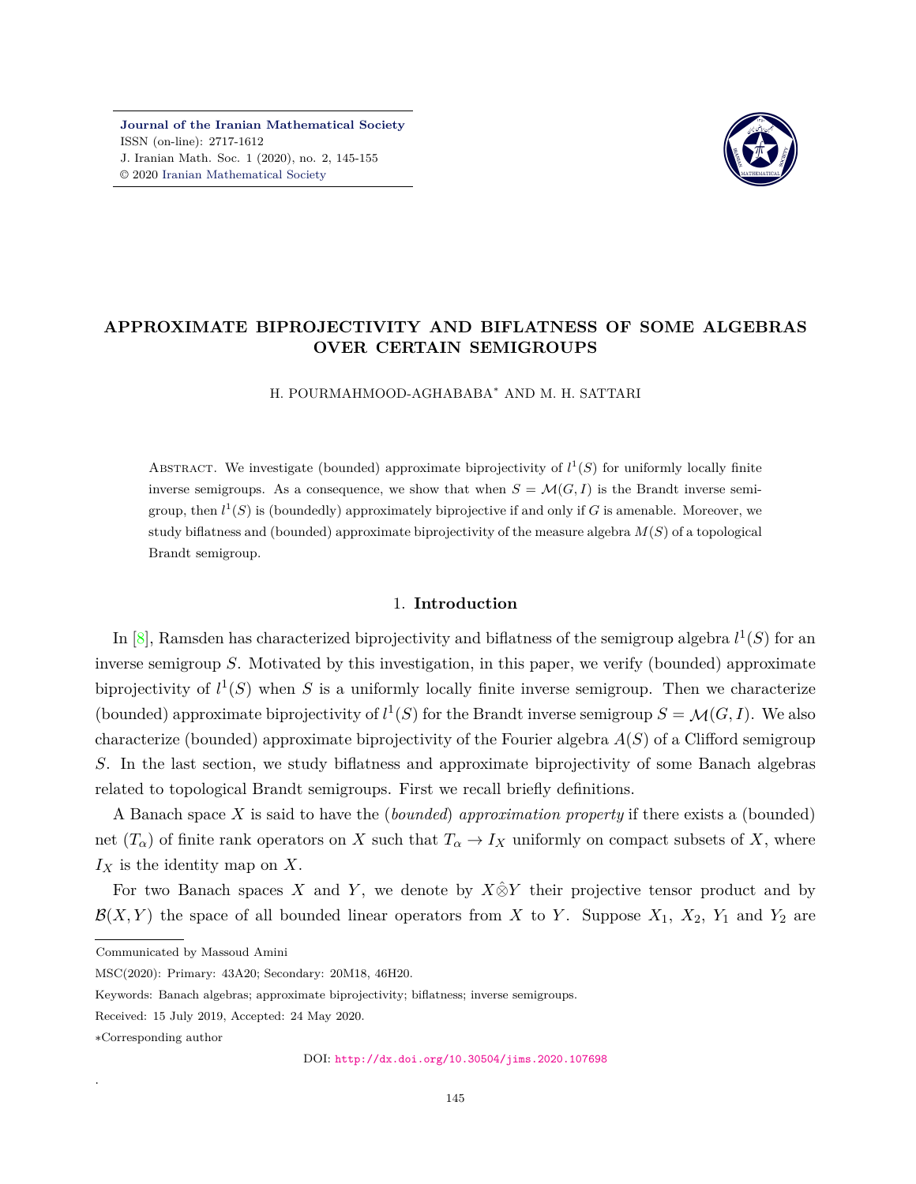# APPROXIMATE BIPROJECTIVITY AND BIFLATNESS OF SOME ALGEBRAS OVER CERTAIN SEMIGROUPS

H. POURMAHMOOD-AGHABABA* AND M. H. SATTARI

Abstract. We investigate (bounded) approximate biprojectivity of $l^1(S)$ for uniformly locally finite inverse semigroups. As a consequence, we show that when $S = \mathcal{M}(G, I)$ is the Brandt inverse semigroup, then $l^1(S)$ is (boundedly) approximately biprojective if and only if $G$ is amenable. Moreover, we study biflatness and (bounded) approximate biprojectivity of the measure algebra $M(S)$ of a topological Brandt semigroup.

## 1. Introduction

In [8], Ramsden has characterized biprojectivity and biflatness of the semigroup algebra $l^1(S)$ for an inverse semigroup $S$. Motivated by this investigation, in this paper, we verify (bounded) approximate biprojectivity of $l^1(S)$ when $S$ is a uniformly locally finite inverse semigroup. Then we characterize (bounded) approximate biprojectivity of $l^1(S)$ for the Brandt inverse semigroup $S = \mathcal{M}(G, I)$. We also characterize (bounded) approximate biprojectivity of the Fourier algebra $A(S)$ of a Clifford semigroup $S$. In the last section, we study biflatness and approximate biprojectivity of some Banach algebras related to topological Brandt semigroups. First we recall briefly definitions.

A Banach space $X$ is said to have the (*bounded*) *approximation property* if there exists a (bounded) net $(T_\alpha)$ of finite rank operators on $X$ such that $T_\alpha \to I_X$ uniformly on compact subsets of $X$, where $I_X$ is the identity map on $X$.

For two Banach spaces $X$ and $Y$, we denote by $X \hat{\otimes} Y$ their projective tensor product and by $\mathcal{B}(X, Y)$ the space of all bounded linear operators from $X$ to $Y$. Suppose $X_1$, $X_2$, $Y_1$ and $Y_2$ are

---

Communicated by Massoud Amini

MSC(2020): Primary: 43A20; Secondary: 20M18, 46H20.

Keywords: Banach algebras; approximate biprojectivity; biflatness; inverse semigroups.

Received: 15 July 2019, Accepted: 24 May 2020.

*Corresponding author

DOI: http://dx.doi.org/10.30504/jims.2020.107698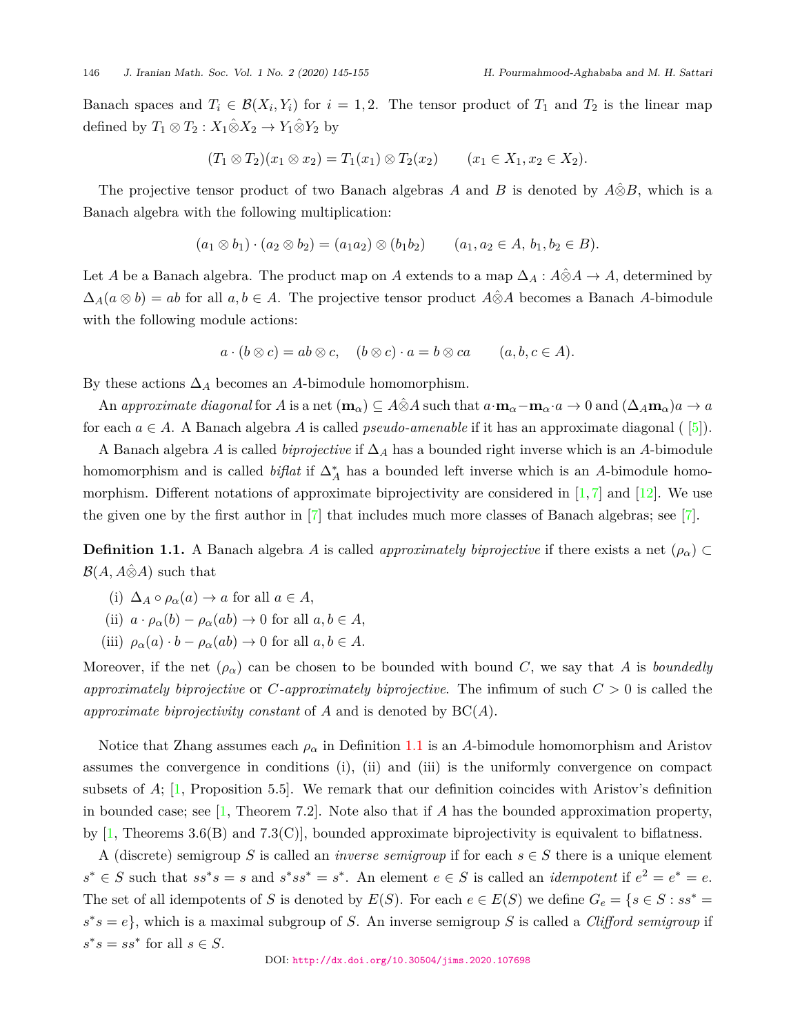Banach spaces and $T_i \in \mathcal{B}(X_i, Y_i)$ for $i = 1, 2$. The tensor product of $T_1$ and $T_2$ is the linear map defined by $T_1 \otimes T_2 : X_1 \hat{\otimes} X_2 \to Y_1 \hat{\otimes} Y_2$ by

$$(T_1 \otimes T_2)(x_1 \otimes x_2) = T_1(x_1) \otimes T_2(x_2) \qquad (x_1 \in X_1, x_2 \in X_2).$$

The projective tensor product of two Banach algebras $A$ and $B$ is denoted by $A\hat{\otimes}B$, which is a Banach algebra with the following multiplication:

$$(a_1 \otimes b_1) \cdot (a_2 \otimes b_2) = (a_1 a_2) \otimes (b_1 b_2) \qquad (a_1, a_2 \in A,\ b_1, b_2 \in B).$$

Let $A$ be a Banach algebra. The product map on $A$ extends to a map $\Delta_A : A\hat{\otimes}A \to A$, determined by $\Delta_A(a \otimes b) = ab$ for all $a, b \in A$. The projective tensor product $A\hat{\otimes}A$ becomes a Banach $A$-bimodule with the following module actions:

$$a \cdot (b \otimes c) = ab \otimes c, \quad (b \otimes c) \cdot a = b \otimes ca \qquad (a, b, c \in A).$$

By these actions $\Delta_A$ becomes an $A$-bimodule homomorphism.

An *approximate diagonal* for $A$ is a net $(\mathbf{m}_\alpha) \subseteq A\hat{\otimes}A$ such that $a\cdot\mathbf{m}_\alpha - \mathbf{m}_\alpha\cdot a \to 0$ and $(\Delta_A \mathbf{m}_\alpha)a \to a$ for each $a \in A$. A Banach algebra $A$ is called *pseudo-amenable* if it has an approximate diagonal ( [5]).

A Banach algebra $A$ is called *biprojective* if $\Delta_A$ has a bounded right inverse which is an $A$-bimodule homomorphism and is called *biflat* if $\Delta_A^*$ has a bounded left inverse which is an $A$-bimodule homomorphism. Different notations of approximate biprojectivity are considered in [1,7] and [12]. We use the given one by the first author in [7] that includes much more classes of Banach algebras; see [7].

**Definition 1.1.** A Banach algebra $A$ is called *approximately biprojective* if there exists a net $(\rho_\alpha) \subset \mathcal{B}(A, A\hat{\otimes}A)$ such that

(i) $\Delta_A \circ \rho_\alpha(a) \to a$ for all $a \in A$,

(ii) $a \cdot \rho_\alpha(b) - \rho_\alpha(ab) \to 0$ for all $a, b \in A$,

(iii) $\rho_\alpha(a) \cdot b - \rho_\alpha(ab) \to 0$ for all $a, b \in A$.

Moreover, if the net $(\rho_\alpha)$ can be chosen to be bounded with bound $C$, we say that $A$ is *boundedly approximately biprojective* or *$C$-approximately biprojective*. The infimum of such $C > 0$ is called the *approximate biprojectivity constant* of $A$ and is denoted by $\mathrm{BC}(A)$.

Notice that Zhang assumes each $\rho_\alpha$ in Definition 1.1 is an $A$-bimodule homomorphism and Aristov assumes the convergence in conditions (i), (ii) and (iii) is the uniformly convergence on compact subsets of $A$; [1, Proposition 5.5]. We remark that our definition coincides with Aristov's definition in bounded case; see [1, Theorem 7.2]. Note also that if $A$ has the bounded approximation property, by [1, Theorems 3.6(B) and 7.3(C)], bounded approximate biprojectivity is equivalent to biflatness.

A (discrete) semigroup $S$ is called an *inverse semigroup* if for each $s \in S$ there is a unique element $s^* \in S$ such that $ss^*s = s$ and $s^*ss^* = s^*$. An element $e \in S$ is called an *idempotent* if $e^2 = e^* = e$. The set of all idempotents of $S$ is denoted by $E(S)$. For each $e \in E(S)$ we define $G_e = \{s \in S : ss^* = s^*s = e\}$, which is a maximal subgroup of $S$. An inverse semigroup $S$ is called a *Clifford semigroup* if $s^*s = ss^*$ for all $s \in S$.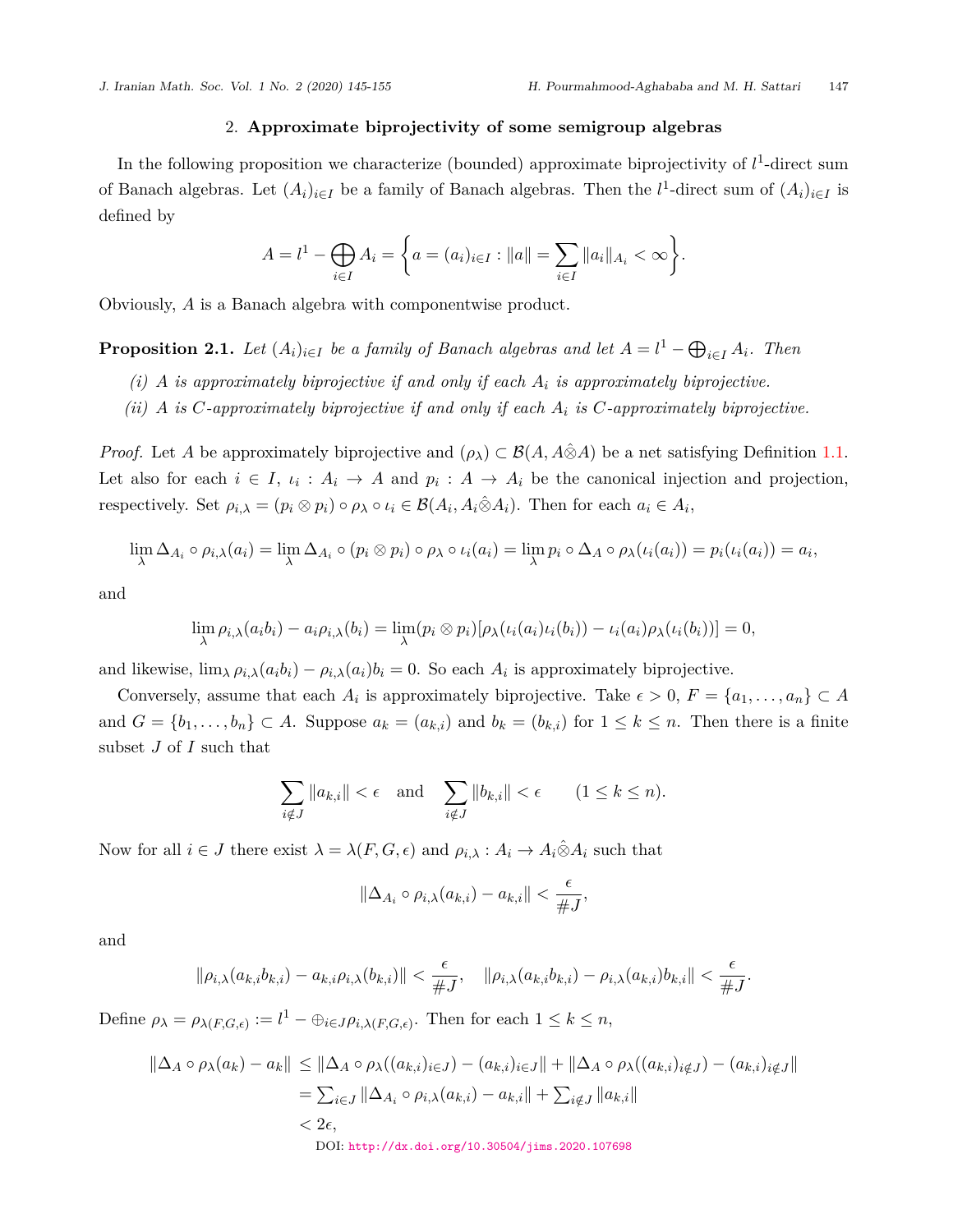## 2. **Approximate biprojectivity of some semigroup algebras**

In the following proposition we characterize (bounded) approximate biprojectivity of $l^1$-direct sum of Banach algebras. Let $(A_i)_{i\in I}$ be a family of Banach algebras. Then the $l^1$-direct sum of $(A_i)_{i\in I}$ is defined by

$$A = l^1 - \bigoplus_{i\in I} A_i = \left\{ a = (a_i)_{i\in I} : \|a\| = \sum_{i\in I} \|a_i\|_{A_i} < \infty \right\}.$$

Obviously, $A$ is a Banach algebra with componentwise product.

**Proposition 2.1.** *Let $(A_i)_{i\in I}$ be a family of Banach algebras and let $A = l^1 - \bigoplus_{i\in I} A_i$. Then*

*(i) $A$ is approximately biprojective if and only if each $A_i$ is approximately biprojective.*

*(ii) $A$ is $C$-approximately biprojective if and only if each $A_i$ is $C$-approximately biprojective.*

*Proof.* Let $A$ be approximately biprojective and $(\rho_\lambda) \subset \mathcal{B}(A, A\hat{\otimes}A)$ be a net satisfying Definition 1.1. Let also for each $i \in I$, $\iota_i : A_i \to A$ and $p_i : A \to A_i$ be the canonical injection and projection, respectively. Set $\rho_{i,\lambda} = (p_i \otimes p_i) \circ \rho_\lambda \circ \iota_i \in \mathcal{B}(A_i, A_i\hat{\otimes}A_i)$. Then for each $a_i \in A_i$,

$$\lim_\lambda \Delta_{A_i} \circ \rho_{i,\lambda}(a_i) = \lim_\lambda \Delta_{A_i} \circ (p_i \otimes p_i) \circ \rho_\lambda \circ \iota_i(a_i) = \lim_\lambda p_i \circ \Delta_A \circ \rho_\lambda(\iota_i(a_i)) = p_i(\iota_i(a_i)) = a_i,$$

and

$$\lim_\lambda \rho_{i,\lambda}(a_i b_i) - a_i \rho_{i,\lambda}(b_i) = \lim_\lambda (p_i \otimes p_i)[\rho_\lambda(\iota_i(a_i)\iota_i(b_i)) - \iota_i(a_i)\rho_\lambda(\iota_i(b_i))] = 0,$$

and likewise, $\lim_\lambda \rho_{i,\lambda}(a_i b_i) - \rho_{i,\lambda}(a_i) b_i = 0$. So each $A_i$ is approximately biprojective.

Conversely, assume that each $A_i$ is approximately biprojective. Take $\epsilon > 0$, $F = \{a_1, \ldots, a_n\} \subset A$ and $G = \{b_1, \ldots, b_n\} \subset A$. Suppose $a_k = (a_{k,i})$ and $b_k = (b_{k,i})$ for $1 \le k \le n$. Then there is a finite subset $J$ of $I$ such that

$$\sum_{i\notin J} \|a_{k,i}\| < \epsilon \quad \text{and} \quad \sum_{i\notin J} \|b_{k,i}\| < \epsilon \qquad (1 \le k \le n).$$

Now for all $i \in J$ there exist $\lambda = \lambda(F, G, \epsilon)$ and $\rho_{i,\lambda} : A_i \to A_i\hat{\otimes}A_i$ such that

$$\|\Delta_{A_i} \circ \rho_{i,\lambda}(a_{k,i}) - a_{k,i}\| < \frac{\epsilon}{\#J},$$

and

$$\|\rho_{i,\lambda}(a_{k,i}b_{k,i}) - a_{k,i}\rho_{i,\lambda}(b_{k,i})\| < \frac{\epsilon}{\#J}, \quad \|\rho_{i,\lambda}(a_{k,i}b_{k,i}) - \rho_{i,\lambda}(a_{k,i})b_{k,i}\| < \frac{\epsilon}{\#J}.$$

Define $\rho_\lambda = \rho_{\lambda(F,G,\epsilon)} := l^1 - \oplus_{i\in J}\rho_{i,\lambda(F,G,\epsilon)}$. Then for each $1 \le k \le n$,

$$\begin{aligned}
\|\Delta_A \circ \rho_\lambda(a_k) - a_k\| &\le \|\Delta_A \circ \rho_\lambda((a_{k,i})_{i\in J}) - (a_{k,i})_{i\in J}\| + \|\Delta_A \circ \rho_\lambda((a_{k,i})_{i\notin J}) - (a_{k,i})_{i\notin J}\| \\
&= \textstyle\sum_{i\in J} \|\Delta_{A_i} \circ \rho_{i,\lambda}(a_{k,i}) - a_{k,i}\| + \sum_{i\notin J} \|a_{k,i}\| \\
&< 2\epsilon,
\end{aligned}$$

DOI: http://dx.doi.org/10.30504/jims.2020.107698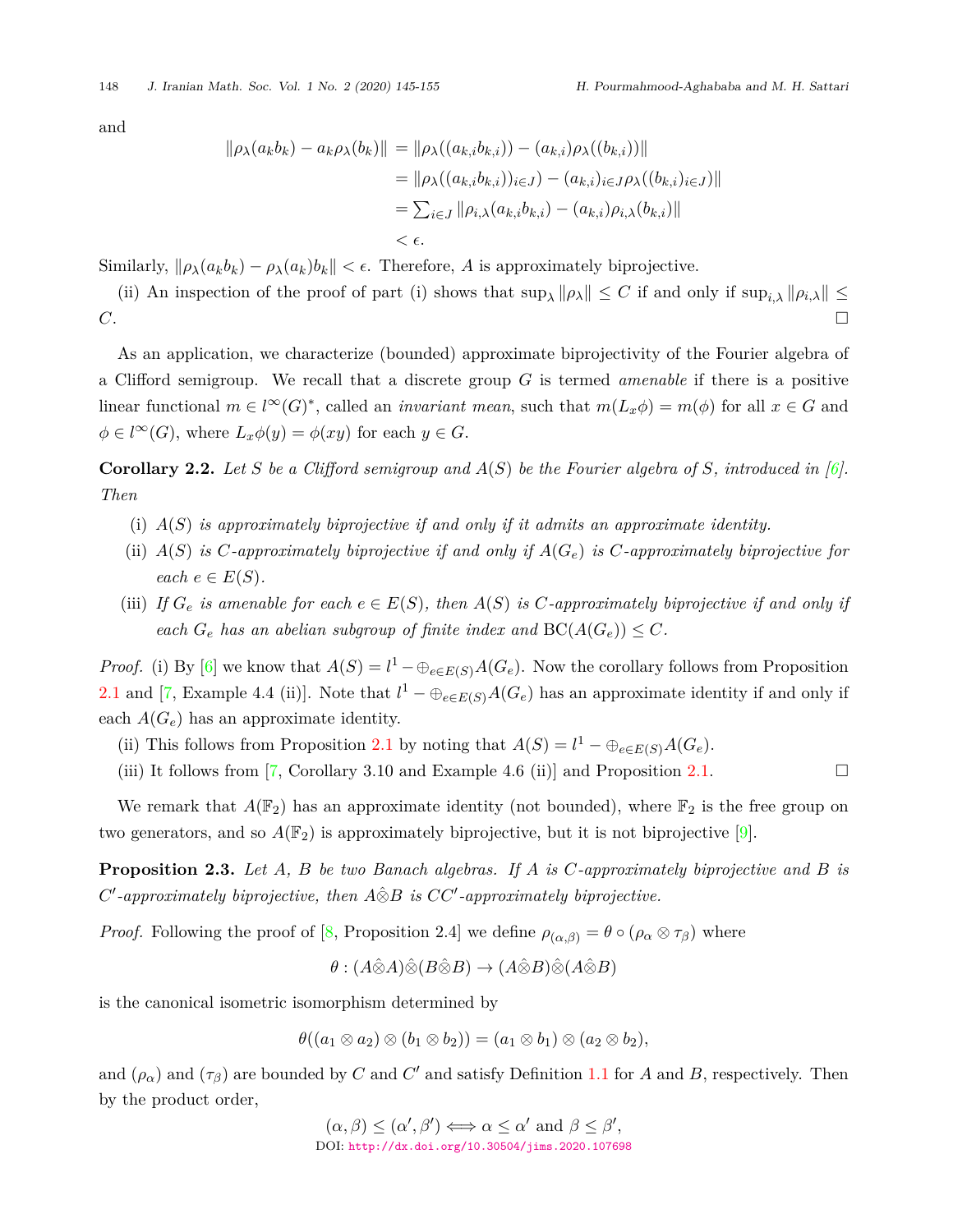and

$$
\begin{aligned}
\|\rho_\lambda(a_k b_k) - a_k \rho_\lambda(b_k)\| &= \|\rho_\lambda((a_{k,i}b_{k,i})) - (a_{k,i})\rho_\lambda((b_{k,i}))\| \\
&= \|\rho_\lambda((a_{k,i}b_{k,i}))_{i\in J}) - (a_{k,i})_{i\in J}\rho_\lambda((b_{k,i})_{i\in J})\| \\
&= \sum_{i\in J} \|\rho_{i,\lambda}(a_{k,i}b_{k,i}) - (a_{k,i})\rho_{i,\lambda}(b_{k,i})\| \\
&< \epsilon.
\end{aligned}
$$

Similarly, $\|\rho_\lambda(a_k b_k) - \rho_\lambda(a_k) b_k\| < \epsilon$. Therefore, $A$ is approximately biprojective.

(ii) An inspection of the proof of part (i) shows that $\sup_\lambda \|\rho_\lambda\| \leq C$ if and only if $\sup_{i,\lambda} \|\rho_{i,\lambda}\| \leq C$. $\square$

As an application, we characterize (bounded) approximate biprojectivity of the Fourier algebra of a Clifford semigroup. We recall that a discrete group $G$ is termed *amenable* if there is a positive linear functional $m \in l^\infty(G)^*$, called an *invariant mean*, such that $m(L_x\phi) = m(\phi)$ for all $x \in G$ and $\phi \in l^\infty(G)$, where $L_x\phi(y) = \phi(xy)$ for each $y \in G$.

**Corollary 2.2.** *Let $S$ be a Clifford semigroup and $A(S)$ be the Fourier algebra of $S$, introduced in [6]. Then*

(i) *$A(S)$ is approximately biprojective if and only if it admits an approximate identity.*

(ii) *$A(S)$ is $C$-approximately biprojective if and only if $A(G_e)$ is $C$-approximately biprojective for each $e \in E(S)$.*

(iii) *If $G_e$ is amenable for each $e \in E(S)$, then $A(S)$ is $C$-approximately biprojective if and only if each $G_e$ has an abelian subgroup of finite index and $\mathrm{BC}(A(G_e)) \leq C$.*

*Proof.* (i) By [6] we know that $A(S) = l^1 - \oplus_{e\in E(S)} A(G_e)$. Now the corollary follows from Proposition 2.1 and [7, Example 4.4 (ii)]. Note that $l^1 - \oplus_{e\in E(S)} A(G_e)$ has an approximate identity if and only if each $A(G_e)$ has an approximate identity.

(ii) This follows from Proposition 2.1 by noting that $A(S) = l^1 - \oplus_{e\in E(S)} A(G_e)$.

(iii) It follows from [7, Corollary 3.10 and Example 4.6 (ii)] and Proposition 2.1. $\square$

We remark that $A(\mathbb{F}_2)$ has an approximate identity (not bounded), where $\mathbb{F}_2$ is the free group on two generators, and so $A(\mathbb{F}_2)$ is approximately biprojective, but it is not biprojective [9].

**Proposition 2.3.** *Let $A$, $B$ be two Banach algebras. If $A$ is $C$-approximately biprojective and $B$ is $C'$-approximately biprojective, then $A\hat{\otimes}B$ is $CC'$-approximately biprojective.*

*Proof.* Following the proof of [8, Proposition 2.4] we define $\rho_{(\alpha,\beta)} = \theta \circ (\rho_\alpha \otimes \tau_\beta)$ where

$$\theta : (A\hat{\otimes}A)\hat{\otimes}(B\hat{\otimes}B) \to (A\hat{\otimes}B)\hat{\otimes}(A\hat{\otimes}B)$$

is the canonical isometric isomorphism determined by

$$\theta((a_1 \otimes a_2) \otimes (b_1 \otimes b_2)) = (a_1 \otimes b_1) \otimes (a_2 \otimes b_2),$$

and $(\rho_\alpha)$ and $(\tau_\beta)$ are bounded by $C$ and $C'$ and satisfy Definition 1.1 for $A$ and $B$, respectively. Then by the product order,

$$(\alpha, \beta) \leq (\alpha', \beta') \Longleftrightarrow \alpha \leq \alpha' \text{ and } \beta \leq \beta',$$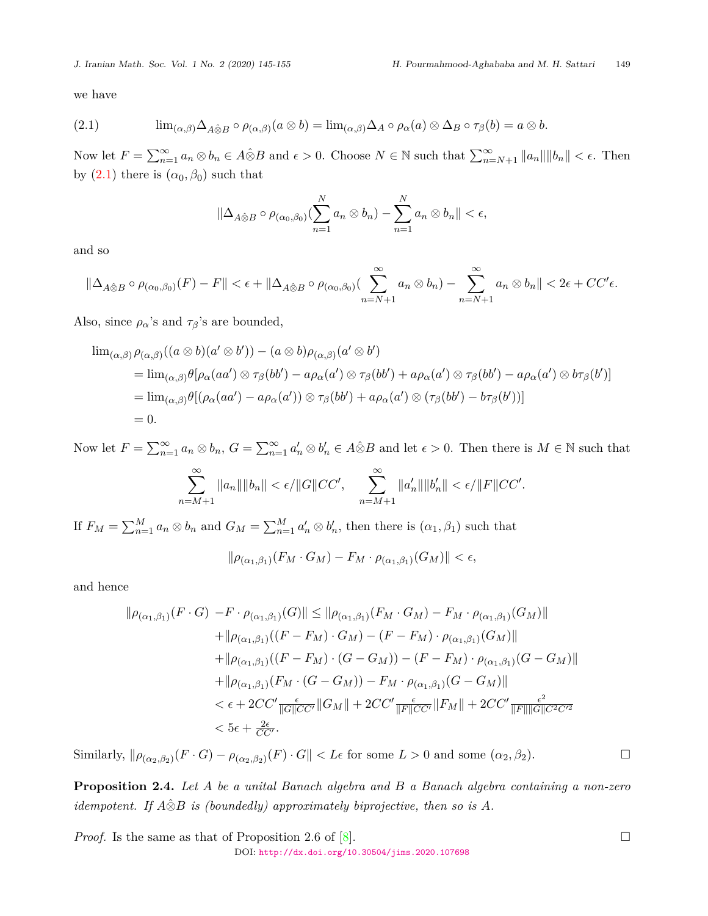we have

$$\lim_{(\alpha,\beta)}\Delta_{A\hat{\otimes}B}\circ\rho_{(\alpha,\beta)}(a\otimes b)=\lim_{(\alpha,\beta)}\Delta_A\circ\rho_\alpha(a)\otimes\Delta_B\circ\tau_\beta(b)=a\otimes b. \tag{2.1}$$

Now let $F=\sum_{n=1}^{\infty}a_n\otimes b_n\in A\hat{\otimes}B$ and $\epsilon>0$. Choose $N\in\mathbb{N}$ such that $\sum_{n=N+1}^{\infty}\|a_n\|\|b_n\|<\epsilon$. Then by (2.1) there is $(\alpha_0,\beta_0)$ such that

$$\|\Delta_{A\hat{\otimes}B}\circ\rho_{(\alpha_0,\beta_0)}(\sum_{n=1}^{N}a_n\otimes b_n)-\sum_{n=1}^{N}a_n\otimes b_n\|<\epsilon,$$

and so

$$\|\Delta_{A\hat{\otimes}B}\circ\rho_{(\alpha_0,\beta_0)}(F)-F\|<\epsilon+\|\Delta_{A\hat{\otimes}B}\circ\rho_{(\alpha_0,\beta_0)}(\sum_{n=N+1}^{\infty}a_n\otimes b_n)-\sum_{n=N+1}^{\infty}a_n\otimes b_n\|<2\epsilon+CC'\epsilon.$$

Also, since $\rho_\alpha$'s and $\tau_\beta$'s are bounded,

$$\begin{aligned}
\lim_{(\alpha,\beta)}\,&\rho_{(\alpha,\beta)}((a\otimes b)(a'\otimes b'))-(a\otimes b)\rho_{(\alpha,\beta)}(a'\otimes b')\\
&=\lim_{(\alpha,\beta)}\theta[\rho_\alpha(aa')\otimes\tau_\beta(bb')-a\rho_\alpha(a')\otimes\tau_\beta(bb')+a\rho_\alpha(a')\otimes\tau_\beta(bb')-a\rho_\alpha(a')\otimes b\tau_\beta(b')]\\
&=\lim_{(\alpha,\beta)}\theta[(\rho_\alpha(aa')-a\rho_\alpha(a'))\otimes\tau_\beta(bb')+a\rho_\alpha(a')\otimes(\tau_\beta(bb')-b\tau_\beta(b'))]\\
&=0.
\end{aligned}$$

Now let $F=\sum_{n=1}^{\infty}a_n\otimes b_n$, $G=\sum_{n=1}^{\infty}a'_n\otimes b'_n\in A\hat{\otimes}B$ and let $\epsilon>0$. Then there is $M\in\mathbb{N}$ such that

$$\sum_{n=M+1}^{\infty}\|a_n\|\|b_n\|<\epsilon/\|G\|CC',\qquad \sum_{n=M+1}^{\infty}\|a'_n\|\|b'_n\|<\epsilon/\|F\|CC'.$$

If $F_M=\sum_{n=1}^{M}a_n\otimes b_n$ and $G_M=\sum_{n=1}^{M}a'_n\otimes b'_n$, then there is $(\alpha_1,\beta_1)$ such that

$$\|\rho_{(\alpha_1,\beta_1)}(F_M\cdot G_M)-F_M\cdot\rho_{(\alpha_1,\beta_1)}(G_M)\|<\epsilon,$$

and hence

$$\begin{aligned}
\|\rho_{(\alpha_1,\beta_1)}(F\cdot G)\ -F\cdot\rho_{(\alpha_1,\beta_1)}(G)\|&\le\|\rho_{(\alpha_1,\beta_1)}(F_M\cdot G_M)-F_M\cdot\rho_{(\alpha_1,\beta_1)}(G_M)\|\\
&+\|\rho_{(\alpha_1,\beta_1)}((F-F_M)\cdot G_M)-(F-F_M)\cdot\rho_{(\alpha_1,\beta_1)}(G_M)\|\\
&+\|\rho_{(\alpha_1,\beta_1)}((F-F_M)\cdot(G-G_M))-(F-F_M)\cdot\rho_{(\alpha_1,\beta_1)}(G-G_M)\|\\
&+\|\rho_{(\alpha_1,\beta_1)}(F_M\cdot(G-G_M))-F_M\cdot\rho_{(\alpha_1,\beta_1)}(G-G_M)\|\\
&<\epsilon+2CC'\tfrac{\epsilon}{\|G\|CC'}\|G_M\|+2CC'\tfrac{\epsilon}{\|F\|CC'}\|F_M\|+2CC'\tfrac{\epsilon^2}{\|F\|\|G\|C^2C'^2}\\
&<5\epsilon+\tfrac{2\epsilon}{CC'}.
\end{aligned}$$

Similarly, $\|\rho_{(\alpha_2,\beta_2)}(F\cdot G)-\rho_{(\alpha_2,\beta_2)}(F)\cdot G\|<L\epsilon$ for some $L>0$ and some $(\alpha_2,\beta_2)$. $\square$

**Proposition 2.4.** *Let $A$ be a unital Banach algebra and $B$ a Banach algebra containing a non-zero idempotent. If $A\hat{\otimes}B$ is (boundedly) approximately biprojective, then so is $A$.*

*Proof.* Is the same as that of Proposition 2.6 of [8]. $\square$

DOI: http://dx.doi.org/10.30504/jims.2020.107698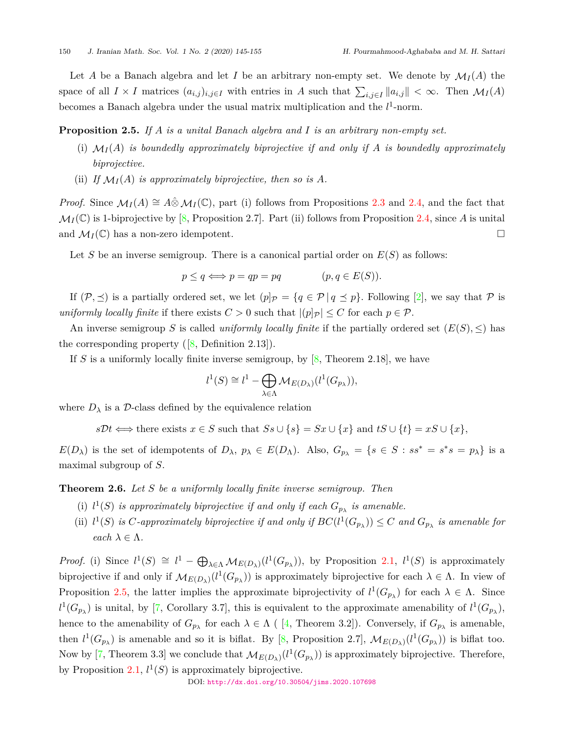Let $A$ be a Banach algebra and let $I$ be an arbitrary non-empty set. We denote by $\mathcal{M}_I(A)$ the space of all $I \times I$ matrices $(a_{i,j})_{i,j \in I}$ with entries in $A$ such that $\sum_{i,j \in I} \|a_{i,j}\| < \infty$. Then $\mathcal{M}_I(A)$ becomes a Banach algebra under the usual matrix multiplication and the $l^1$-norm.

**Proposition 2.5.** *If $A$ is a unital Banach algebra and $I$ is an arbitrary non-empty set.*

- (i) *$\mathcal{M}_I(A)$ is boundedly approximately biprojective if and only if $A$ is boundedly approximately biprojective.*
- (ii) *If $\mathcal{M}_I(A)$ is approximately biprojective, then so is $A$.*

*Proof.* Since $\mathcal{M}_I(A) \cong A \hat{\otimes} \mathcal{M}_I(\mathbb{C})$, part (i) follows from Propositions 2.3 and 2.4, and the fact that $\mathcal{M}_I(\mathbb{C})$ is 1-biprojective by [8, Proposition 2.7]. Part (ii) follows from Proposition 2.4, since $A$ is unital and $\mathcal{M}_I(\mathbb{C})$ has a non-zero idempotent. $\square$

Let $S$ be an inverse semigroup. There is a canonical partial order on $E(S)$ as follows:

$$p \leq q \Longleftrightarrow p = qp = pq \qquad\qquad (p, q \in E(S)).$$

If $(\mathcal{P}, \preceq)$ is a partially ordered set, we let $(p]_{\mathcal{P}} = \{q \in \mathcal{P} \,|\, q \preceq p\}$. Following [2], we say that $\mathcal{P}$ is *uniformly locally finite* if there exists $C > 0$ such that $|(p]_{\mathcal{P}}| \leq C$ for each $p \in \mathcal{P}$.

An inverse semigroup $S$ is called *uniformly locally finite* if the partially ordered set $(E(S), \leq)$ has the corresponding property ([8, Definition 2.13]).

If $S$ is a uniformly locally finite inverse semigroup, by [8, Theorem 2.18], we have

$$l^1(S) \cong l^1 - \bigoplus_{\lambda \in \Lambda} \mathcal{M}_{E(D_\lambda)}(l^1(G_{p_\lambda})),$$

where $D_\lambda$ is a $\mathcal{D}$-class defined by the equivalence relation

$$s\mathcal{D}t \Longleftrightarrow \text{there exists } x \in S \text{ such that } Ss \cup \{s\} = Sx \cup \{x\} \text{ and } tS \cup \{t\} = xS \cup \{x\},$$

$E(D_\lambda)$ is the set of idempotents of $D_\lambda$, $p_\lambda \in E(D_\Lambda)$. Also, $G_{p_\lambda} = \{s \in S : ss^* = s^*s = p_\lambda\}$ is a maximal subgroup of $S$.

**Theorem 2.6.** *Let $S$ be a uniformly locally finite inverse semigroup. Then*

- (i) *$l^1(S)$ is approximately biprojective if and only if each $G_{p_\lambda}$ is amenable.*
- (ii) *$l^1(S)$ is $C$-approximately biprojective if and only if $BC(l^1(G_{p_\lambda})) \leq C$ and $G_{p_\lambda}$ is amenable for each $\lambda \in \Lambda$.*

*Proof.* (i) Since $l^1(S) \cong l^1 - \bigoplus_{\lambda \in \Lambda} \mathcal{M}_{E(D_\lambda)}(l^1(G_{p_\lambda}))$, by Proposition 2.1, $l^1(S)$ is approximately biprojective if and only if $\mathcal{M}_{E(D_\lambda)}(l^1(G_{p_\lambda}))$ is approximately biprojective for each $\lambda \in \Lambda$. In view of Proposition 2.5, the latter implies the approximate biprojectivity of $l^1(G_{p_\lambda})$ for each $\lambda \in \Lambda$. Since $l^1(G_{p_\lambda})$ is unital, by [7, Corollary 3.7], this is equivalent to the approximate amenability of $l^1(G_{p_\lambda})$, hence to the amenability of $G_{p_\lambda}$ for each $\lambda \in \Lambda$ ( [4, Theorem 3.2]). Conversely, if $G_{p_\lambda}$ is amenable, then $l^1(G_{p_\lambda})$ is amenable and so it is biflat. By [8, Proposition 2.7], $\mathcal{M}_{E(D_\lambda)}(l^1(G_{p_\lambda}))$ is biflat too. Now by [7, Theorem 3.3] we conclude that $\mathcal{M}_{E(D_\lambda)}(l^1(G_{p_\lambda}))$ is approximately biprojective. Therefore, by Proposition 2.1, $l^1(S)$ is approximately biprojective.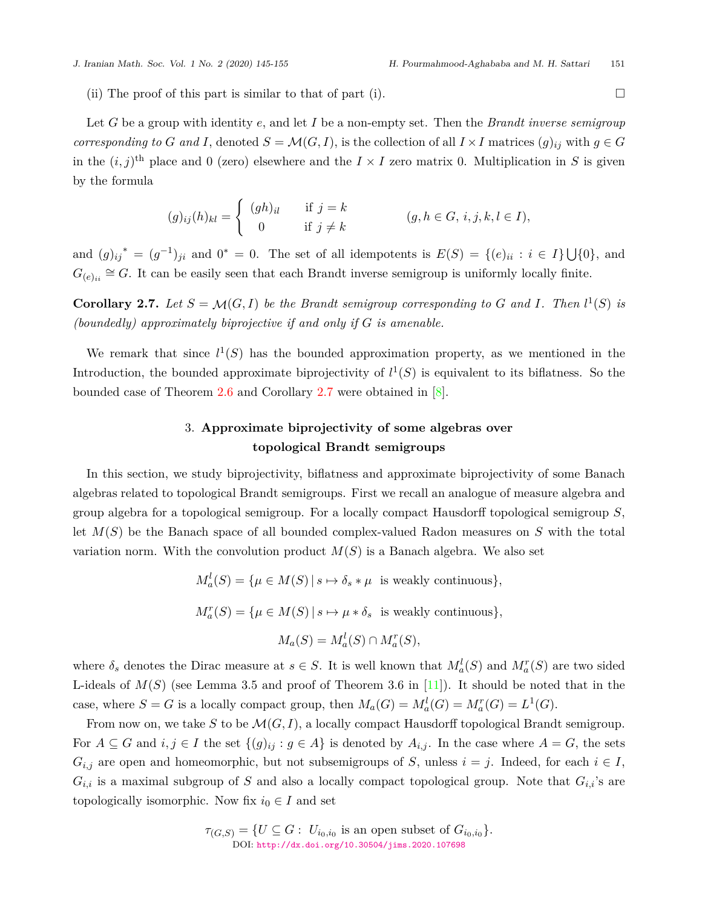(ii) The proof of this part is similar to that of part (i). $\square$

Let $G$ be a group with identity $e$, and let $I$ be a non-empty set. Then the *Brandt inverse semigroup corresponding to $G$ and $I$*, denoted $S = \mathcal{M}(G, I)$, is the collection of all $I \times I$ matrices $(g)_{ij}$ with $g \in G$ in the $(i, j)^{\text{th}}$ place and 0 (zero) elsewhere and the $I \times I$ zero matrix 0. Multiplication in $S$ is given by the formula

$$(g)_{ij}(h)_{kl} = \begin{cases} (gh)_{il} & \text{if } j = k \\ 0 & \text{if } j \neq k \end{cases} \qquad (g, h \in G,\ i, j, k, l \in I),$$

and $(g)_{ij}{}^{*} = (g^{-1})_{ji}$ and $0^{*} = 0$. The set of all idempotents is $E(S) = \{(e)_{ii} : i \in I\} \bigcup \{0\}$, and $G_{(e)_{ii}} \cong G$. It can be easily seen that each Brandt inverse semigroup is uniformly locally finite.

**Corollary 2.7.** *Let $S = \mathcal{M}(G, I)$ be the Brandt semigroup corresponding to $G$ and $I$. Then $l^1(S)$ is (boundedly) approximately biprojective if and only if $G$ is amenable.*

We remark that since $l^1(S)$ has the bounded approximation property, as we mentioned in the Introduction, the bounded approximate biprojectivity of $l^1(S)$ is equivalent to its biflatness. So the bounded case of Theorem 2.6 and Corollary 2.7 were obtained in [8].

## 3. Approximate biprojectivity of some algebras over topological Brandt semigroups

In this section, we study biprojectivity, biflatness and approximate biprojectivity of some Banach algebras related to topological Brandt semigroups. First we recall an analogue of measure algebra and group algebra for a topological semigroup. For a locally compact Hausdorff topological semigroup $S$, let $M(S)$ be the Banach space of all bounded complex-valued Radon measures on $S$ with the total variation norm. With the convolution product $M(S)$ is a Banach algebra. We also set

$$M_a^l(S) = \{\mu \in M(S) \,|\, s \mapsto \delta_s * \mu \text{ is weakly continuous}\},$$

$$M_a^r(S) = \{\mu \in M(S) \,|\, s \mapsto \mu * \delta_s \text{ is weakly continuous}\},$$

$$M_a(S) = M_a^l(S) \cap M_a^r(S),$$

where $\delta_s$ denotes the Dirac measure at $s \in S$. It is well known that $M_a^l(S)$ and $M_a^r(S)$ are two sided L-ideals of $M(S)$ (see Lemma 3.5 and proof of Theorem 3.6 in [11]). It should be noted that in the case, where $S = G$ is a locally compact group, then $M_a(G) = M_a^l(G) = M_a^r(G) = L^1(G)$.

From now on, we take $S$ to be $\mathcal{M}(G, I)$, a locally compact Hausdorff topological Brandt semigroup. For $A \subseteq G$ and $i, j \in I$ the set $\{(g)_{ij} : g \in A\}$ is denoted by $A_{i,j}$. In the case where $A = G$, the sets $G_{i,j}$ are open and homeomorphic, but not subsemigroups of $S$, unless $i = j$. Indeed, for each $i \in I$, $G_{i,i}$ is a maximal subgroup of $S$ and also a locally compact topological group. Note that $G_{i,i}$'s are topologically isomorphic. Now fix $i_0 \in I$ and set

$$\tau_{(G,S)} = \{U \subseteq G : \ U_{i_0,i_0} \text{ is an open subset of } G_{i_0,i_0}\}.$$

DOI: http://dx.doi.org/10.30504/jims.2020.107698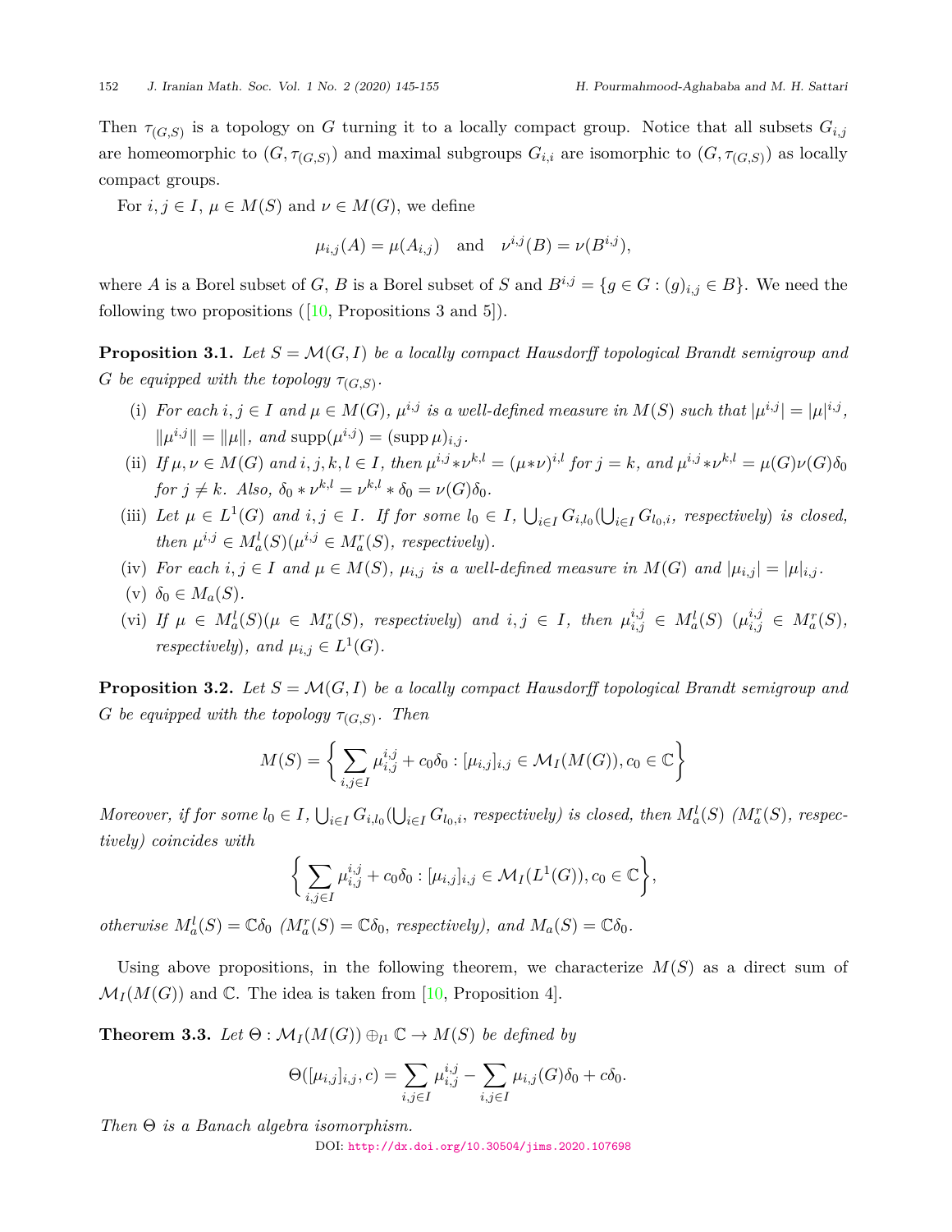Then $\tau_{(G,S)}$ is a topology on $G$ turning it to a locally compact group. Notice that all subsets $G_{i,j}$ are homeomorphic to $(G, \tau_{(G,S)})$ and maximal subgroups $G_{i,i}$ are isomorphic to $(G, \tau_{(G,S)})$ as locally compact groups.

For $i, j \in I$, $\mu \in M(S)$ and $\nu \in M(G)$, we define

$$\mu_{i,j}(A) = \mu(A_{i,j}) \quad \text{and} \quad \nu^{i,j}(B) = \nu(B^{i,j}),$$

where $A$ is a Borel subset of $G$, $B$ is a Borel subset of $S$ and $B^{i,j} = \{g \in G : (g)_{i,j} \in B\}$. We need the following two propositions ([10, Propositions 3 and 5]).

**Proposition 3.1.** *Let $S = \mathcal{M}(G, I)$ be a locally compact Hausdorff topological Brandt semigroup and $G$ be equipped with the topology $\tau_{(G,S)}$.*

- (i) *For each $i, j \in I$ and $\mu \in M(G)$, $\mu^{i,j}$ is a well-defined measure in $M(S)$ such that $|\mu^{i,j}| = |\mu|^{i,j}$, $\|\mu^{i,j}\| = \|\mu\|$, and $\operatorname{supp}(\mu^{i,j}) = (\operatorname{supp}\mu)_{i,j}$.*
- (ii) *If $\mu, \nu \in M(G)$ and $i, j, k, l \in I$, then $\mu^{i,j} * \nu^{k,l} = (\mu * \nu)^{i,l}$ for $j = k$, and $\mu^{i,j} * \nu^{k,l} = \mu(G)\nu(G)\delta_0$ for $j \neq k$. Also, $\delta_0 * \nu^{k,l} = \nu^{k,l} * \delta_0 = \nu(G)\delta_0$.*
- (iii) *Let $\mu \in L^1(G)$ and $i, j \in I$. If for some $l_0 \in I$, $\bigcup_{i \in I} G_{i,l_0}$ ($\bigcup_{i \in I} G_{l_0,i}$, respectively) is closed, then $\mu^{i,j} \in M_a^l(S)$ ($\mu^{i,j} \in M_a^r(S)$, respectively).*
- (iv) *For each $i, j \in I$ and $\mu \in M(S)$, $\mu_{i,j}$ is a well-defined measure in $M(G)$ and $|\mu_{i,j}| = |\mu|_{i,j}$.*
- (v) *$\delta_0 \in M_a(S)$.*
- (vi) *If $\mu \in M_a^l(S)$ ($\mu \in M_a^r(S)$, respectively) and $i, j \in I$, then $\mu_{i,j}^{i,j} \in M_a^l(S)$ ($\mu_{i,j}^{i,j} \in M_a^r(S)$, respectively), and $\mu_{i,j} \in L^1(G)$.*

**Proposition 3.2.** *Let $S = \mathcal{M}(G, I)$ be a locally compact Hausdorff topological Brandt semigroup and $G$ be equipped with the topology $\tau_{(G,S)}$. Then*

$$M(S) = \left\{ \sum_{i,j \in I} \mu_{i,j}^{i,j} + c_0\delta_0 : [\mu_{i,j}]_{i,j} \in \mathcal{M}_I(M(G)), c_0 \in \mathbb{C} \right\}$$

*Moreover, if for some $l_0 \in I$, $\bigcup_{i \in I} G_{i,l_0}$ ($\bigcup_{i \in I} G_{l_0,i}$, respectively) is closed, then $M_a^l(S)$ ($M_a^r(S)$, respectively) coincides with*

$$\left\{ \sum_{i,j \in I} \mu_{i,j}^{i,j} + c_0\delta_0 : [\mu_{i,j}]_{i,j} \in \mathcal{M}_I(L^1(G)), c_0 \in \mathbb{C} \right\},$$

*otherwise $M_a^l(S) = \mathbb{C}\delta_0$ ($M_a^r(S) = \mathbb{C}\delta_0$, respectively), and $M_a(S) = \mathbb{C}\delta_0$.*

Using above propositions, in the following theorem, we characterize $M(S)$ as a direct sum of $\mathcal{M}_I(M(G))$ and $\mathbb{C}$. The idea is taken from [10, Proposition 4].

**Theorem 3.3.** *Let $\Theta : \mathcal{M}_I(M(G)) \oplus_{l^1} \mathbb{C} \to M(S)$ be defined by*

$$\Theta([\mu_{i,j}]_{i,j}, c) = \sum_{i,j \in I} \mu_{i,j}^{i,j} - \sum_{i,j \in I} \mu_{i,j}(G)\delta_0 + c\delta_0.$$

*Then $\Theta$ is a Banach algebra isomorphism.*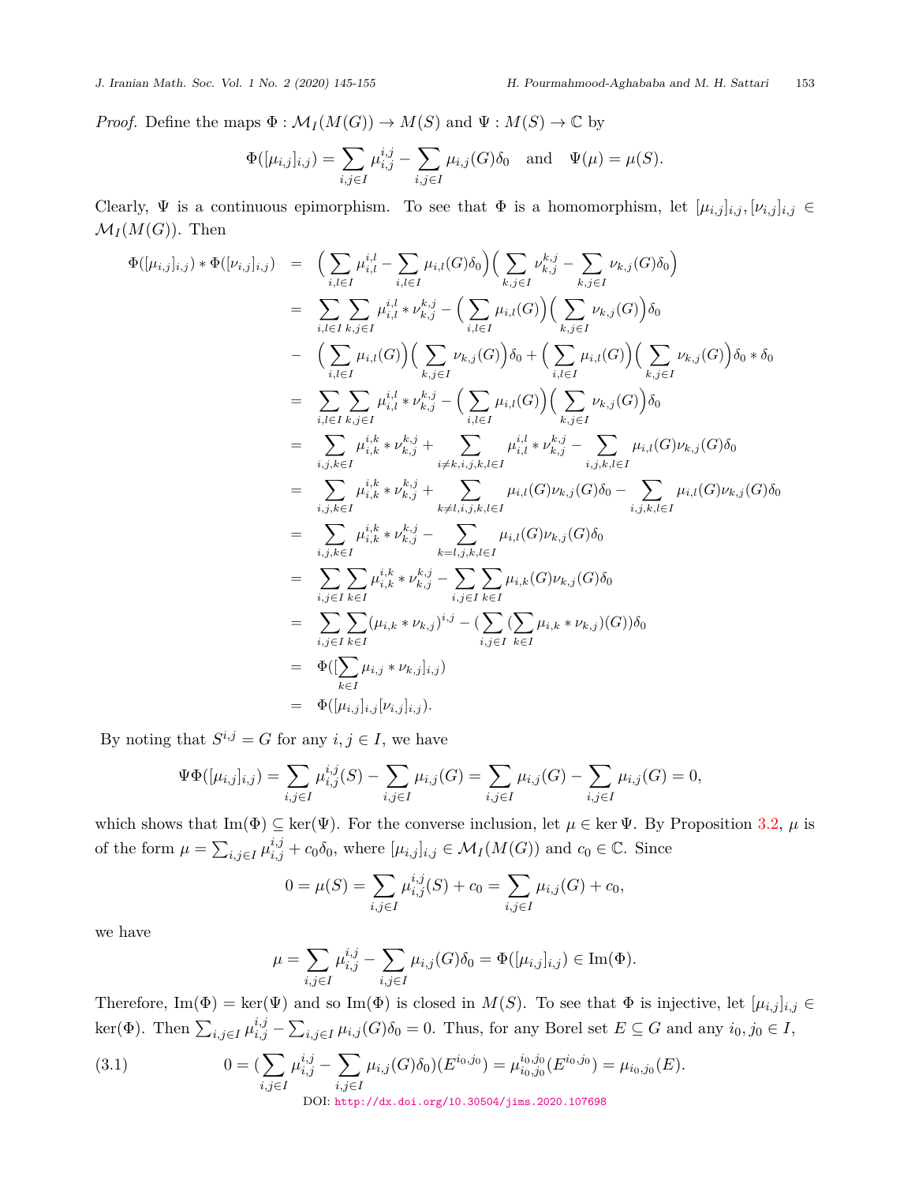*Proof.* Define the maps $\Phi : \mathcal{M}_I(M(G)) \to M(S)$ and $\Psi : M(S) \to \mathbb{C}$ by

$$\Phi([\mu_{i,j}]_{i,j}) = \sum_{i,j\in I} \mu_{i,j}^{i,j} - \sum_{i,j\in I} \mu_{i,j}(G)\delta_0 \quad \text{and} \quad \Psi(\mu) = \mu(S).$$

Clearly, $\Psi$ is a continuous epimorphism. To see that $\Phi$ is a homomorphism, let $[\mu_{i,j}]_{i,j}, [\nu_{i,j}]_{i,j} \in \mathcal{M}_I(M(G))$. Then

$$\begin{aligned}
\Phi([\mu_{i,j}]_{i,j}) * \Phi([\nu_{i,j}]_{i,j}) &= \Big(\sum_{i,l\in I} \mu_{i,l}^{i,l} - \sum_{i,l\in I} \mu_{i,l}(G)\delta_0\Big)\Big(\sum_{k,j\in I} \nu_{k,j}^{k,j} - \sum_{k,j\in I} \nu_{k,j}(G)\delta_0\Big) \\
&= \sum_{i,l\in I}\sum_{k,j\in I} \mu_{i,l}^{i,l} * \nu_{k,j}^{k,j} - \Big(\sum_{i,l\in I} \mu_{i,l}(G)\Big)\Big(\sum_{k,j\in I} \nu_{k,j}(G)\Big)\delta_0 \\
&\quad - \Big(\sum_{i,l\in I} \mu_{i,l}(G)\Big)\Big(\sum_{k,j\in I} \nu_{k,j}(G)\Big)\delta_0 + \Big(\sum_{i,l\in I} \mu_{i,l}(G)\Big)\Big(\sum_{k,j\in I} \nu_{k,j}(G)\Big)\delta_0 * \delta_0 \\
&= \sum_{i,l\in I}\sum_{k,j\in I} \mu_{i,l}^{i,l} * \nu_{k,j}^{k,j} - \Big(\sum_{i,l\in I} \mu_{i,l}(G)\Big)\Big(\sum_{k,j\in I} \nu_{k,j}(G)\Big)\delta_0 \\
&= \sum_{i,j,k\in I} \mu_{i,k}^{i,k} * \nu_{k,j}^{k,j} + \sum_{i\neq k, i,j,k,l\in I} \mu_{i,l}^{i,l} * \nu_{k,j}^{k,j} - \sum_{i,j,k,l\in I} \mu_{i,l}(G)\nu_{k,j}(G)\delta_0 \\
&= \sum_{i,j,k\in I} \mu_{i,k}^{i,k} * \nu_{k,j}^{k,j} + \sum_{k\neq l, i,j,k,l\in I} \mu_{i,l}(G)\nu_{k,j}(G)\delta_0 - \sum_{i,j,k,l\in I} \mu_{i,l}(G)\nu_{k,j}(G)\delta_0 \\
&= \sum_{i,j,k\in I} \mu_{i,k}^{i,k} * \nu_{k,j}^{k,j} - \sum_{k=l, j,k,l\in I} \mu_{i,l}(G)\nu_{k,j}(G)\delta_0 \\
&= \sum_{i,j\in I}\sum_{k\in I} \mu_{i,k}^{i,k} * \nu_{k,j}^{k,j} - \sum_{i,j\in I}\sum_{k\in I} \mu_{i,k}(G)\nu_{k,j}(G)\delta_0 \\
&= \sum_{i,j\in I}\sum_{k\in I} (\mu_{i,k} * \nu_{k,j})^{i,j} - (\sum_{i,j\in I} (\sum_{k\in I} \mu_{i,k} * \nu_{k,j})(G))\delta_0 \\
&= \Phi([\sum_{k\in I} \mu_{i,j} * \nu_{k,j}]_{i,j}) \\
&= \Phi([\mu_{i,j}]_{i,j}[\nu_{i,j}]_{i,j}).
\end{aligned}$$

By noting that $S^{i,j} = G$ for any $i, j \in I$, we have

$$\Psi\Phi([\mu_{i,j}]_{i,j}) = \sum_{i,j\in I} \mu_{i,j}^{i,j}(S) - \sum_{i,j\in I} \mu_{i,j}(G) = \sum_{i,j\in I} \mu_{i,j}(G) - \sum_{i,j\in I} \mu_{i,j}(G) = 0,$$

which shows that $\mathrm{Im}(\Phi) \subseteq \ker(\Psi)$. For the converse inclusion, let $\mu \in \ker \Psi$. By Proposition 3.2, $\mu$ is of the form $\mu = \sum_{i,j\in I} \mu_{i,j}^{i,j} + c_0\delta_0$, where $[\mu_{i,j}]_{i,j} \in \mathcal{M}_I(M(G))$ and $c_0 \in \mathbb{C}$. Since

$$0 = \mu(S) = \sum_{i,j\in I} \mu_{i,j}^{i,j}(S) + c_0 = \sum_{i,j\in I} \mu_{i,j}(G) + c_0,$$

we have

$$\mu = \sum_{i,j\in I} \mu_{i,j}^{i,j} - \sum_{i,j\in I} \mu_{i,j}(G)\delta_0 = \Phi([\mu_{i,j}]_{i,j}) \in \mathrm{Im}(\Phi).$$

Therefore, $\mathrm{Im}(\Phi) = \ker(\Psi)$ and so $\mathrm{Im}(\Phi)$ is closed in $M(S)$. To see that $\Phi$ is injective, let $[\mu_{i,j}]_{i,j} \in \ker(\Phi)$. Then $\sum_{i,j\in I} \mu_{i,j}^{i,j} - \sum_{i,j\in I} \mu_{i,j}(G)\delta_0 = 0$. Thus, for any Borel set $E \subseteq G$ and any $i_0, j_0 \in I$,

$$0 = (\sum_{i,j\in I} \mu_{i,j}^{i,j} - \sum_{i,j\in I} \mu_{i,j}(G)\delta_0)(E^{i_0,j_0}) = \mu_{i_0,j_0}^{i_0,j_0}(E^{i_0,j_0}) = \mu_{i_0,j_0}(E). \tag{3.1}$$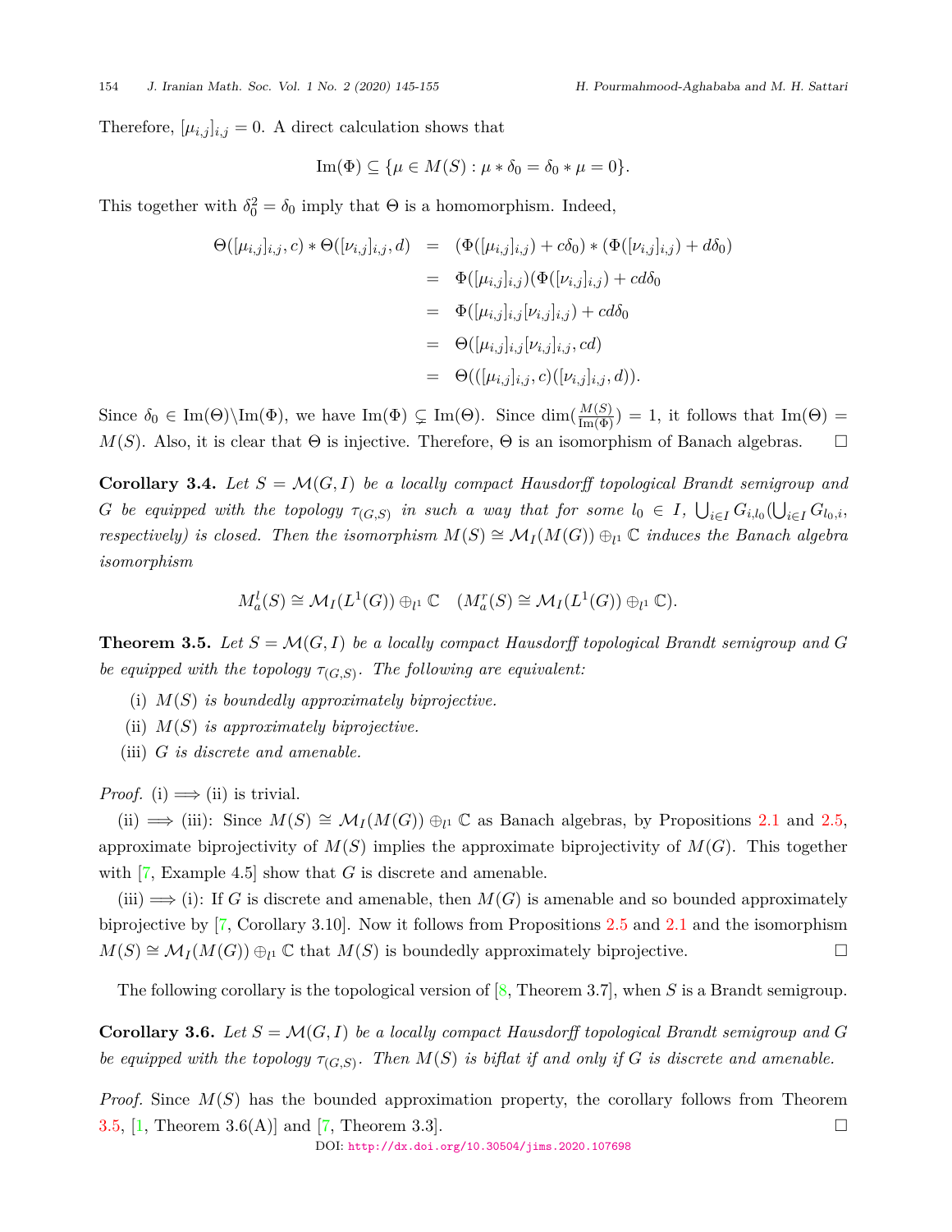Therefore, $[\mu_{i,j}]_{i,j} = 0$. A direct calculation shows that

$$\mathrm{Im}(\Phi) \subseteq \{\mu \in M(S) : \mu * \delta_0 = \delta_0 * \mu = 0\}.$$

This together with $\delta_0^2 = \delta_0$ imply that $\Theta$ is a homomorphism. Indeed,

$$\begin{aligned}
\Theta([\mu_{i,j}]_{i,j}, c) * \Theta([\nu_{i,j}]_{i,j}, d) &= (\Phi([\mu_{i,j}]_{i,j}) + c\delta_0) * (\Phi([\nu_{i,j}]_{i,j}) + d\delta_0) \\
&= \Phi([\mu_{i,j}]_{i,j})(\Phi([\nu_{i,j}]_{i,j}) + cd\delta_0 \\
&= \Phi([\mu_{i,j}]_{i,j}[\nu_{i,j}]_{i,j}) + cd\delta_0 \\
&= \Theta([\mu_{i,j}]_{i,j}[\nu_{i,j}]_{i,j}, cd) \\
&= \Theta(([\mu_{i,j}]_{i,j}, c)([\nu_{i,j}]_{i,j}, d)).
\end{aligned}$$

Since $\delta_0 \in \mathrm{Im}(\Theta)\backslash\mathrm{Im}(\Phi)$, we have $\mathrm{Im}(\Phi) \subsetneq \mathrm{Im}(\Theta)$. Since $\dim(\frac{M(S)}{\mathrm{Im}(\Phi)}) = 1$, it follows that $\mathrm{Im}(\Theta) = M(S)$. Also, it is clear that $\Theta$ is injective. Therefore, $\Theta$ is an isomorphism of Banach algebras. $\square$

**Corollary 3.4.** *Let $S = \mathcal{M}(G, I)$ be a locally compact Hausdorff topological Brandt semigroup and $G$ be equipped with the topology $\tau_{(G,S)}$ in such a way that for some $l_0 \in I$, $\bigcup_{i\in I} G_{i,l_0}(\bigcup_{i\in I} G_{l_0,i}$, respectively) is closed. Then the isomorphism $M(S) \cong \mathcal{M}_I(M(G)) \oplus_{l^1} \mathbb{C}$ induces the Banach algebra isomorphism*

$$M_a^l(S) \cong \mathcal{M}_I(L^1(G)) \oplus_{l^1} \mathbb{C} \quad (M_a^r(S) \cong \mathcal{M}_I(L^1(G)) \oplus_{l^1} \mathbb{C}).$$

**Theorem 3.5.** *Let $S = \mathcal{M}(G, I)$ be a locally compact Hausdorff topological Brandt semigroup and $G$ be equipped with the topology $\tau_{(G,S)}$. The following are equivalent:*

- (i) *$M(S)$ is boundedly approximately biprojective.*
- (ii) *$M(S)$ is approximately biprojective.*
- (iii) *$G$ is discrete and amenable.*

*Proof.* (i) $\Longrightarrow$ (ii) is trivial.

(ii) $\Longrightarrow$ (iii): Since $M(S) \cong \mathcal{M}_I(M(G)) \oplus_{l^1} \mathbb{C}$ as Banach algebras, by Propositions 2.1 and 2.5, approximate biprojectivity of $M(S)$ implies the approximate biprojectivity of $M(G)$. This together with [7, Example 4.5] show that $G$ is discrete and amenable.

(iii) $\Longrightarrow$ (i): If $G$ is discrete and amenable, then $M(G)$ is amenable and so bounded approximately biprojective by [7, Corollary 3.10]. Now it follows from Propositions 2.5 and 2.1 and the isomorphism $M(S) \cong \mathcal{M}_I(M(G)) \oplus_{l^1} \mathbb{C}$ that $M(S)$ is boundedly approximately biprojective. $\square$

The following corollary is the topological version of [8, Theorem 3.7], when $S$ is a Brandt semigroup.

**Corollary 3.6.** *Let $S = \mathcal{M}(G, I)$ be a locally compact Hausdorff topological Brandt semigroup and $G$ be equipped with the topology $\tau_{(G,S)}$. Then $M(S)$ is biflat if and only if $G$ is discrete and amenable.*

*Proof.* Since $M(S)$ has the bounded approximation property, the corollary follows from Theorem 3.5, [1, Theorem 3.6(A)] and [7, Theorem 3.3]. $\square$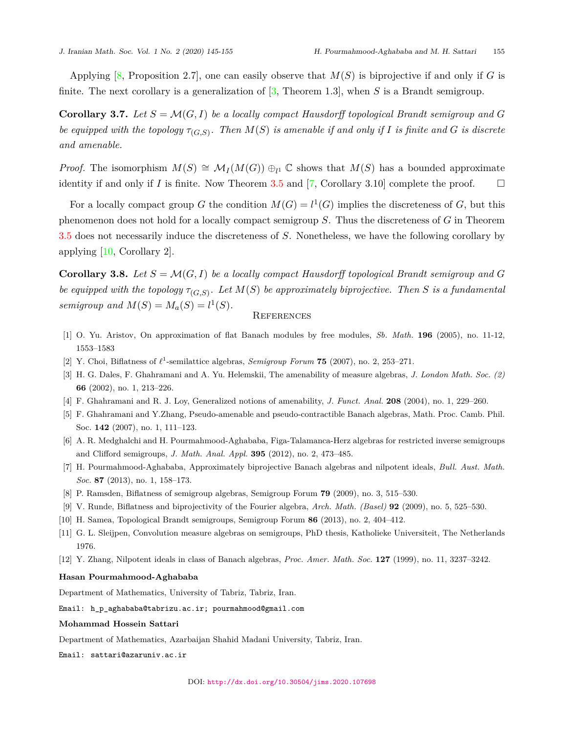Applying [8, Proposition 2.7], one can easily observe that $M(S)$ is biprojective if and only if $G$ is finite. The next corollary is a generalization of [3, Theorem 1.3], when $S$ is a Brandt semigroup.

**Corollary 3.7.** *Let $S = \mathcal{M}(G, I)$ be a locally compact Hausdorff topological Brandt semigroup and $G$ be equipped with the topology $\tau_{(G,S)}$. Then $M(S)$ is amenable if and only if $I$ is finite and $G$ is discrete and amenable.*

*Proof.* The isomorphism $M(S) \cong \mathcal{M}_I(M(G)) \oplus_{l^1} \mathbb{C}$ shows that $M(S)$ has a bounded approximate identity if and only if $I$ is finite. Now Theorem 3.5 and [7, Corollary 3.10] complete the proof. $\square$

For a locally compact group $G$ the condition $M(G) = l^1(G)$ implies the discreteness of $G$, but this phenomenon does not hold for a locally compact semigroup $S$. Thus the discreteness of $G$ in Theorem 3.5 does not necessarily induce the discreteness of $S$. Nonetheless, we have the following corollary by applying [10, Corollary 2].

**Corollary 3.8.** *Let $S = \mathcal{M}(G, I)$ be a locally compact Hausdorff topological Brandt semigroup and $G$ be equipped with the topology $\tau_{(G,S)}$. Let $M(S)$ be approximately biprojective. Then $S$ is a fundamental semigroup and $M(S) = M_a(S) = l^1(S)$.*

## References

[1] O. Yu. Aristov, On approximation of flat Banach modules by free modules, *Sb. Math.* **196** (2005), no. 11-12, 1553–1583

[2] Y. Choi, Biflatness of $\ell^1$-semilattice algebras, *Semigroup Forum* **75** (2007), no. 2, 253–271.

[3] H. G. Dales, F. Ghahramani and A. Yu. Helemskii, The amenability of measure algebras, *J. London Math. Soc. (2)* **66** (2002), no. 1, 213–226.

[4] F. Ghahramani and R. J. Loy, Generalized notions of amenability, *J. Funct. Anal.* **208** (2004), no. 1, 229–260.

[5] F. Ghahramani and Y.Zhang, Pseudo-amenable and pseudo-contractible Banach algebras, Math. Proc. Camb. Phil. Soc. **142** (2007), no. 1, 111–123.

[6] A. R. Medghalchi and H. Pourmahmood-Aghababa, Figa-Talamanca-Herz algebras for restricted inverse semigroups and Clifford semigroups, *J. Math. Anal. Appl.* **395** (2012), no. 2, 473–485.

[7] H. Pourmahmood-Aghababa, Approximately biprojective Banach algebras and nilpotent ideals, *Bull. Aust. Math. Soc.* **87** (2013), no. 1, 158–173.

[8] P. Ramsden, Biflatness of semigroup algebras, Semigroup Forum **79** (2009), no. 3, 515–530.

[9] V. Runde, Biflatness and biprojectivity of the Fourier algebra, *Arch. Math. (Basel)* **92** (2009), no. 5, 525–530.

[10] H. Samea, Topological Brandt semigroups, Semigroup Forum **86** (2013), no. 2, 404–412.

[11] G. L. Sleijpen, Convolution measure algebras on semigroups, PhD thesis, Katholieke Universiteit, The Netherlands 1976.

[12] Y. Zhang, Nilpotent ideals in class of Banach algebras, *Proc. Amer. Math. Soc.* **127** (1999), no. 11, 3237–3242.

**Hasan Pourmahmood-Aghababa**

Department of Mathematics, University of Tabriz, Tabriz, Iran.

Email: h_p_aghababa@tabrizu.ac.ir; pourmahmood@gmail.com

**Mohammad Hossein Sattari**

Department of Mathematics, Azarbaijan Shahid Madani University, Tabriz, Iran.

Email: sattari@azaruniv.ac.ir